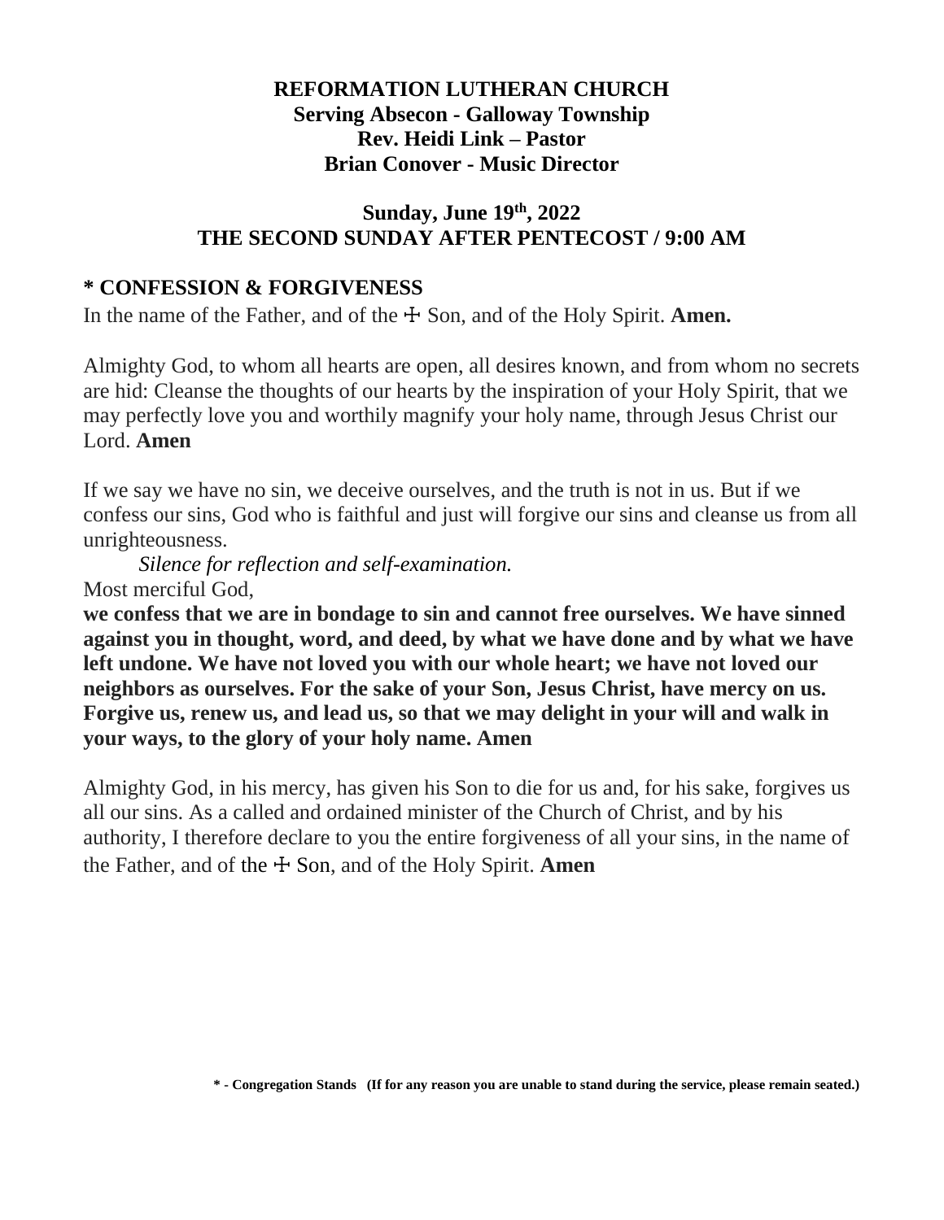**REFORMATION LUTHERAN CHURCH**
**Serving Absecon - Galloway Township**
**Rev. Heidi Link – Pastor**
**Brian Conover - Music Director**

**Sunday, June 19th, 2022**
**THE SECOND SUNDAY AFTER PENTECOST / 9:00 AM**

## * CONFESSION & FORGIVENESS

In the name of the Father, and of the ☩ Son, and of the Holy Spirit. **Amen.**

Almighty God, to whom all hearts are open, all desires known, and from whom no secrets are hid: Cleanse the thoughts of our hearts by the inspiration of your Holy Spirit, that we may perfectly love you and worthily magnify your holy name, through Jesus Christ our Lord. **Amen**

If we say we have no sin, we deceive ourselves, and the truth is not in us. But if we confess our sins, God who is faithful and just will forgive our sins and cleanse us from all unrighteousness.

*Silence for reflection and self-examination.*

Most merciful God,
**we confess that we are in bondage to sin and cannot free ourselves. We have sinned against you in thought, word, and deed, by what we have done and by what we have left undone. We have not loved you with our whole heart; we have not loved our neighbors as ourselves. For the sake of your Son, Jesus Christ, have mercy on us. Forgive us, renew us, and lead us, so that we may delight in your will and walk in your ways, to the glory of your holy name. Amen**

Almighty God, in his mercy, has given his Son to die for us and, for his sake, forgives us all our sins. As a called and ordained minister of the Church of Christ, and by his authority, I therefore declare to you the entire forgiveness of all your sins, in the name of the Father, and of the ☩ Son, and of the Holy Spirit. **Amen**

**\* - Congregation Stands (If for any reason you are unable to stand during the service, please remain seated.)**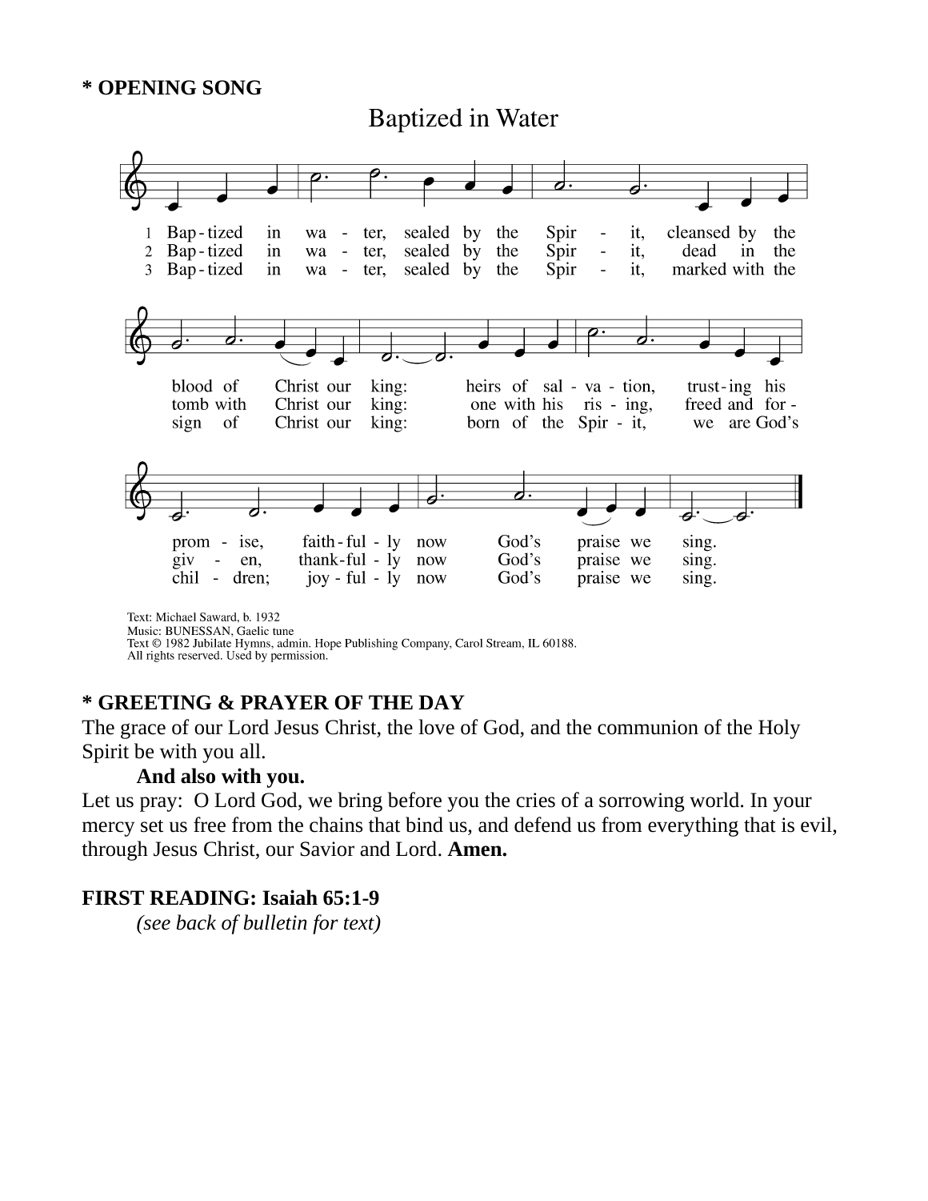**\* OPENING SONG**

## Baptized in Water

1 Baptized in water, sealed by the Spirit, cleansed by the blood of Christ our king: heirs of salvation, trusting his promise, faithfully now God's praise we sing.

2 Baptized in water, sealed by the Spirit, dead in the tomb with Christ our king: one with his rising, freed and forgiven, thankfully now God's praise we sing.

3 Baptized in water, sealed by the Spirit, marked with the sign of Christ our king: born of the Spirit, we are God's children; joyfully now God's praise we sing.

Text: Michael Saward, b. 1932
Music: BUNESSAN, Gaelic tune
Text © 1982 Jubilate Hymns, admin. Hope Publishing Company, Carol Stream, IL 60188.
All rights reserved. Used by permission.

**\* GREETING & PRAYER OF THE DAY**

The grace of our Lord Jesus Christ, the love of God, and the communion of the Holy Spirit be with you all.

**And also with you.**

Let us pray: O Lord God, we bring before you the cries of a sorrowing world. In your mercy set us free from the chains that bind us, and defend us from everything that is evil, through Jesus Christ, our Savior and Lord. **Amen.**

**FIRST READING: Isaiah 65:1-9**

*(see back of bulletin for text)*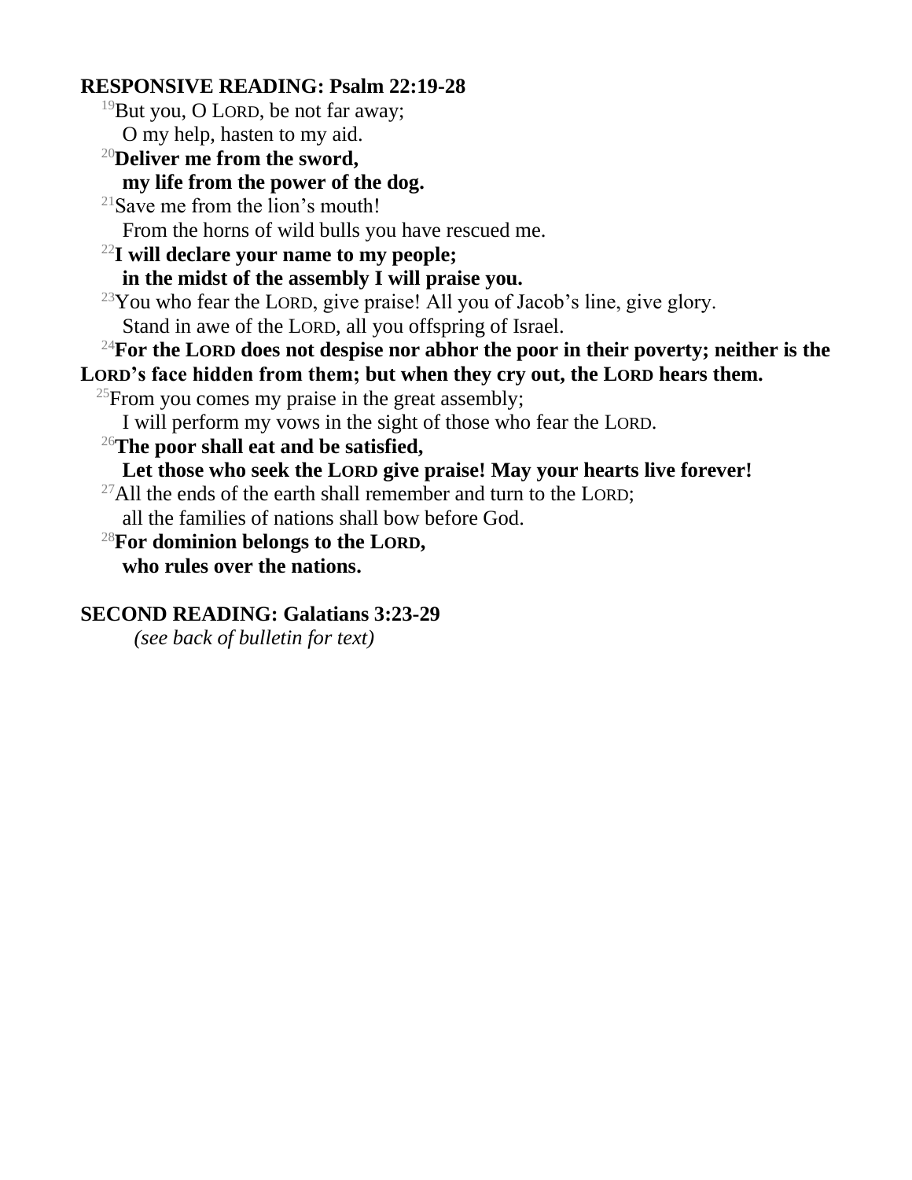**RESPONSIVE READING: Psalm 22:19-28**

[19]But you, O LORD, be not far away;
O my help, hasten to my aid.

**[20]Deliver me from the sword,**
**my life from the power of the dog.**

[21]Save me from the lion's mouth!
From the horns of wild bulls you have rescued me.

**[22]I will declare your name to my people;**
**in the midst of the assembly I will praise you.**

[23]You who fear the LORD, give praise! All you of Jacob's line, give glory.
Stand in awe of the LORD, all you offspring of Israel.

**[24]For the LORD does not despise nor abhor the poor in their poverty; neither is the LORD's face hidden from them; but when they cry out, the LORD hears them.**

[25]From you comes my praise in the great assembly;
I will perform my vows in the sight of those who fear the LORD.

**[26]The poor shall eat and be satisfied,**
**Let those who seek the LORD give praise! May your hearts live forever!**

[27]All the ends of the earth shall remember and turn to the LORD;
all the families of nations shall bow before God.

**[28]For dominion belongs to the LORD,**
**who rules over the nations.**

**SECOND READING: Galatians 3:23-29**

*(see back of bulletin for text)*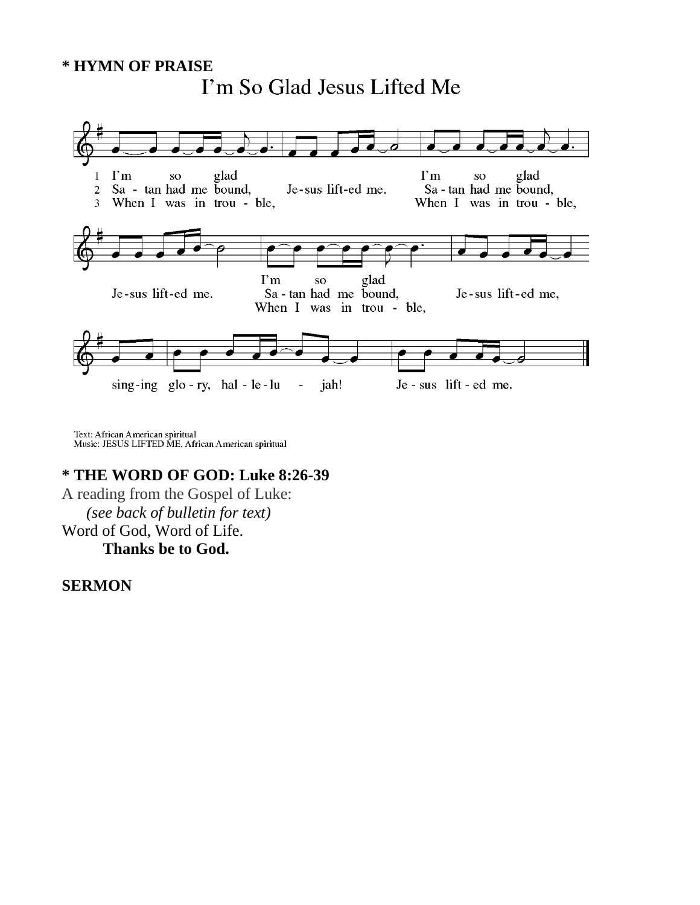**\* HYMN OF PRAISE**

I'm So Glad Jesus Lifted Me

1 I'm so glad Jesus lifted me. I'm so glad Jesus lifted me. I'm so glad Jesus lifted me, singing glory, hallelujah! Jesus lifted me.

2 Satan had me bound, Jesus lifted me. Satan had me bound, Jesus lifted me. Satan had me bound, Jesus lifted me, singing glory, hallelujah! Jesus lifted me.

3 When I was in trouble, Jesus lifted me. When I was in trouble, Jesus lifted me. When I was in trouble, Jesus lifted me, singing glory, hallelujah! Jesus lifted me.

Text: African American spiritual
Music: JESUS LIFTED ME, African American spiritual

**\* THE WORD OF GOD: Luke 8:26-39**

A reading from the Gospel of Luke:

*(see back of bulletin for text)*

Word of God, Word of Life.

**Thanks be to God.**

**SERMON**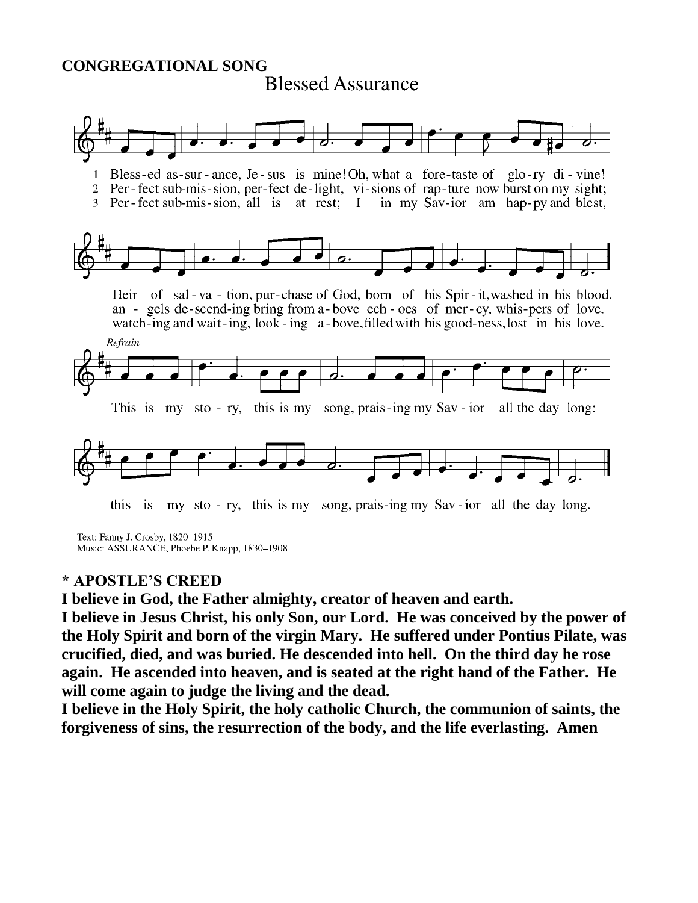**CONGREGATIONAL SONG**

## Blessed Assurance

1 Bless-ed as-sur-ance, Je-sus is mine! Oh, what a fore-taste of glo-ry di-vine!
Heir of sal-va-tion, pur-chase of God, born of his Spir-it, washed in his blood.

2 Per-fect sub-mis-sion, per-fect de-light, vi-sions of rap-ture now burst on my sight;
an-gels de-scend-ing bring from a-bove ech-oes of mer-cy, whis-pers of love.

3 Per-fect sub-mis-sion, all is at rest; I in my Sav-ior am hap-py and blest,
watch-ing and wait-ing, look-ing a-bove, filled with his good-ness, lost in his love.

*Refrain*

This is my sto-ry, this is my song, prais-ing my Sav-ior all the day long:
this is my sto-ry, this is my song, prais-ing my Sav-ior all the day long.

Text: Fanny J. Crosby, 1820–1915
Music: ASSURANCE, Phoebe P. Knapp, 1830–1908

**\* APOSTLE'S CREED**

**I believe in God, the Father almighty, creator of heaven and earth.**

**I believe in Jesus Christ, his only Son, our Lord. He was conceived by the power of the Holy Spirit and born of the virgin Mary. He suffered under Pontius Pilate, was crucified, died, and was buried. He descended into hell. On the third day he rose again. He ascended into heaven, and is seated at the right hand of the Father. He will come again to judge the living and the dead.**

**I believe in the Holy Spirit, the holy catholic Church, the communion of saints, the forgiveness of sins, the resurrection of the body, and the life everlasting. Amen**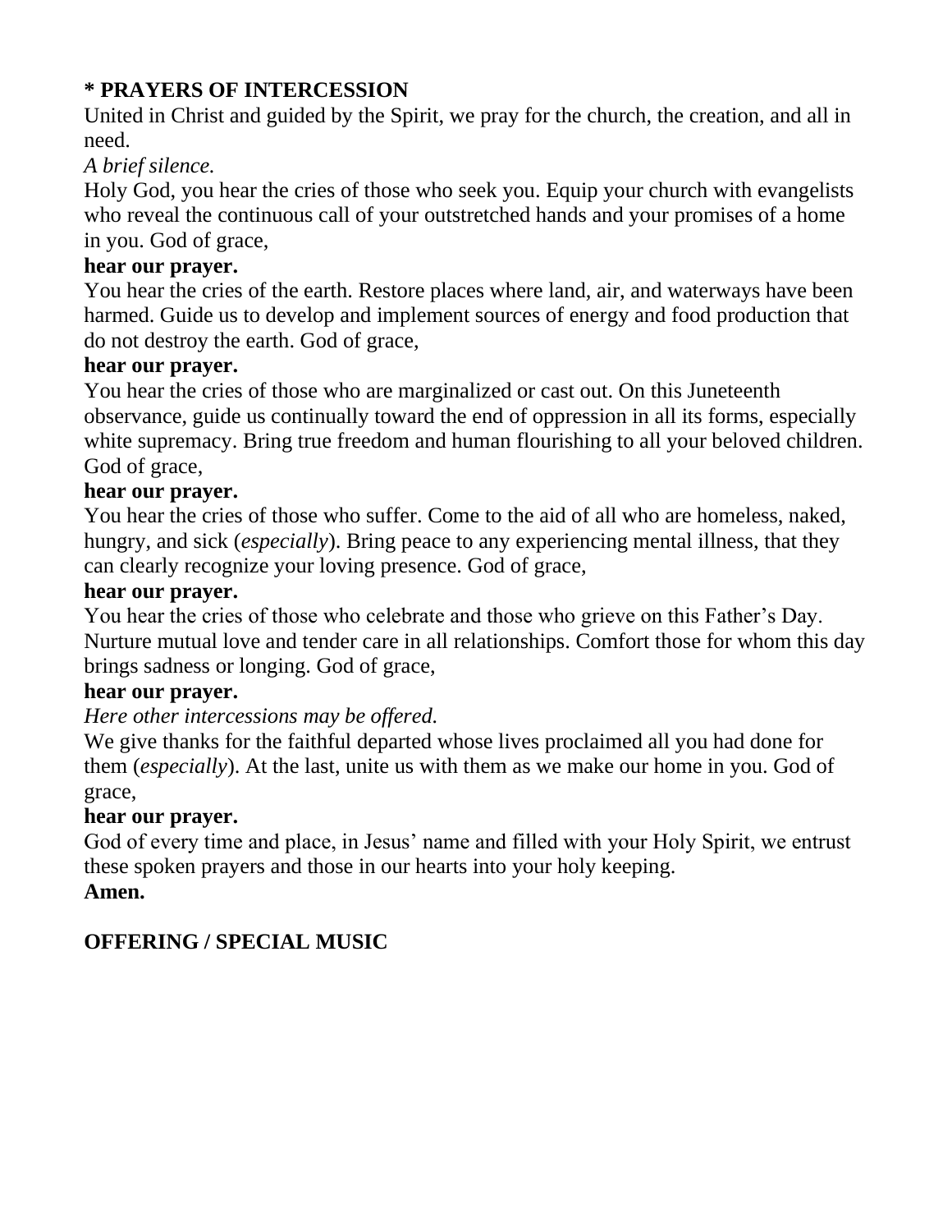**\* PRAYERS OF INTERCESSION**

United in Christ and guided by the Spirit, we pray for the church, the creation, and all in need.

*A brief silence.*

Holy God, you hear the cries of those who seek you. Equip your church with evangelists who reveal the continuous call of your outstretched hands and your promises of a home in you. God of grace,

**hear our prayer.**

You hear the cries of the earth. Restore places where land, air, and waterways have been harmed. Guide us to develop and implement sources of energy and food production that do not destroy the earth. God of grace,

**hear our prayer.**

You hear the cries of those who are marginalized or cast out. On this Juneteenth observance, guide us continually toward the end of oppression in all its forms, especially white supremacy. Bring true freedom and human flourishing to all your beloved children. God of grace,

**hear our prayer.**

You hear the cries of those who suffer. Come to the aid of all who are homeless, naked, hungry, and sick (*especially*). Bring peace to any experiencing mental illness, that they can clearly recognize your loving presence. God of grace,

**hear our prayer.**

You hear the cries of those who celebrate and those who grieve on this Father's Day. Nurture mutual love and tender care in all relationships. Comfort those for whom this day brings sadness or longing. God of grace,

**hear our prayer.**

*Here other intercessions may be offered.*

We give thanks for the faithful departed whose lives proclaimed all you had done for them (*especially*). At the last, unite us with them as we make our home in you. God of grace,

**hear our prayer.**

God of every time and place, in Jesus' name and filled with your Holy Spirit, we entrust these spoken prayers and those in our hearts into your holy keeping.

**Amen.**

**OFFERING / SPECIAL MUSIC**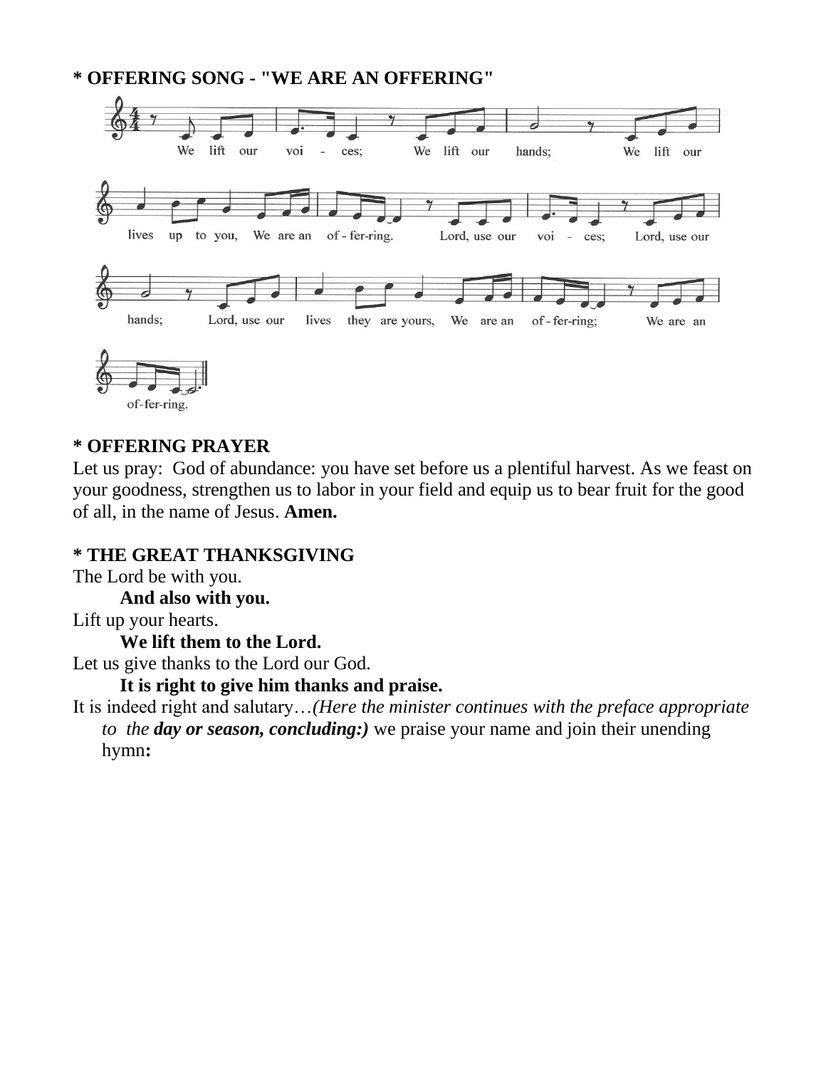**\* OFFERING SONG - "WE ARE AN OFFERING"**

We lift our voi - ces; We lift our hands; We lift our lives up to you, We are an of - fer-ring. Lord, use our voi - ces; Lord, use our hands; Lord, use our lives they are yours, We are an of - fer-ring; We are an of-fer-ring.

**\* OFFERING PRAYER**

Let us pray: God of abundance: you have set before us a plentiful harvest. As we feast on your goodness, strengthen us to labor in your field and equip us to bear fruit for the good of all, in the name of Jesus. **Amen.**

**\* THE GREAT THANKSGIVING**

The Lord be with you.

**And also with you.**

Lift up your hearts.

**We lift them to the Lord.**

Let us give thanks to the Lord our God.

**It is right to give him thanks and praise.**

It is indeed right and salutary…*(Here the minister continues with the preface appropriate to the* ***day or season, concluding:)*** we praise your name and join their unending hymn**:**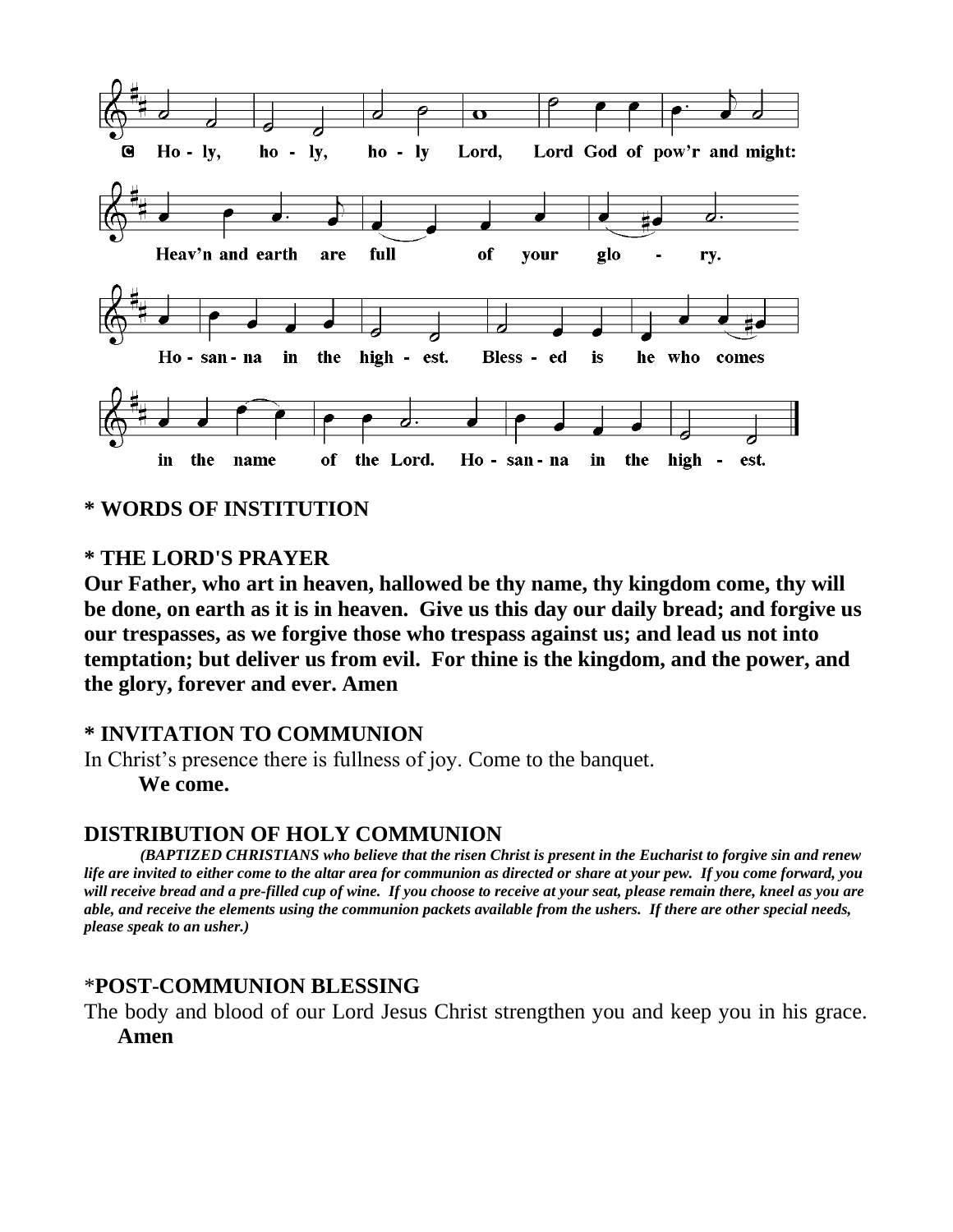Holy, holy, holy Lord, Lord God of pow'r and might: Heav'n and earth are full of your glory. Hosanna in the highest. Blessed is he who comes in the name of the Lord. Hosanna in the highest.

**\* WORDS OF INSTITUTION**

**\* THE LORD'S PRAYER**

**Our Father, who art in heaven, hallowed be thy name, thy kingdom come, thy will be done, on earth as it is in heaven. Give us this day our daily bread; and forgive us our trespasses, as we forgive those who trespass against us; and lead us not into temptation; but deliver us from evil. For thine is the kingdom, and the power, and the glory, forever and ever. Amen**

**\* INVITATION TO COMMUNION**

In Christ's presence there is fullness of joy. Come to the banquet.

**We come.**

**DISTRIBUTION OF HOLY COMMUNION**

***(BAPTIZED CHRISTIANS who believe that the risen Christ is present in the Eucharist to forgive sin and renew life are invited to either come to the altar area for communion as directed or share at your pew. If you come forward, you will receive bread and a pre-filled cup of wine. If you choose to receive at your seat, please remain there, kneel as you are able, and receive the elements using the communion packets available from the ushers. If there are other special needs, please speak to an usher.)***

\***POST-COMMUNION BLESSING**

The body and blood of our Lord Jesus Christ strengthen you and keep you in his grace.

**Amen**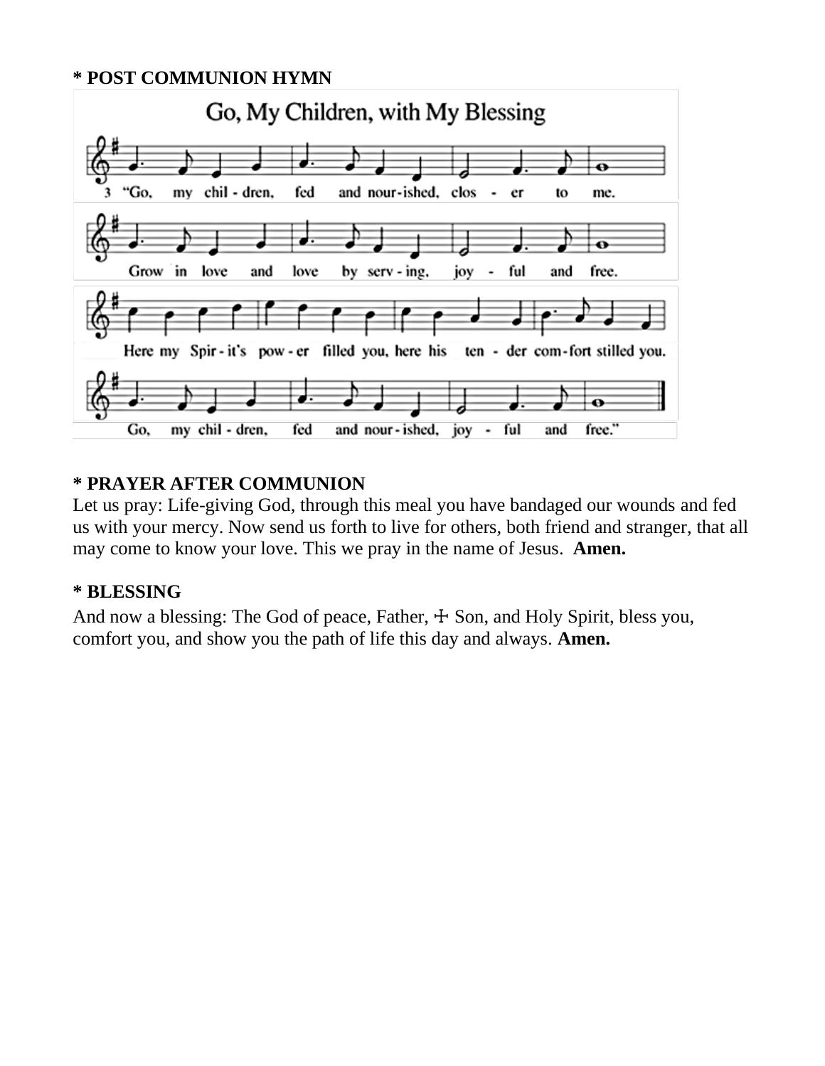**\* POST COMMUNION HYMN**

**Go, My Children, with My Blessing**

3 "Go, my chil - dren, fed and nour - ished, clos - er to me.
Grow in love and love by serv - ing, joy - ful and free.
Here my Spir - it's pow - er filled you, here his ten - der com - fort stilled you.
Go, my chil - dren, fed and nour - ished, joy - ful and free."

**\* PRAYER AFTER COMMUNION**

Let us pray: Life-giving God, through this meal you have bandaged our wounds and fed us with your mercy. Now send us forth to live for others, both friend and stranger, that all may come to know your love. This we pray in the name of Jesus. **Amen.**

**\* BLESSING**

And now a blessing: The God of peace, Father, ☩ Son, and Holy Spirit, bless you, comfort you, and show you the path of life this day and always. **Amen.**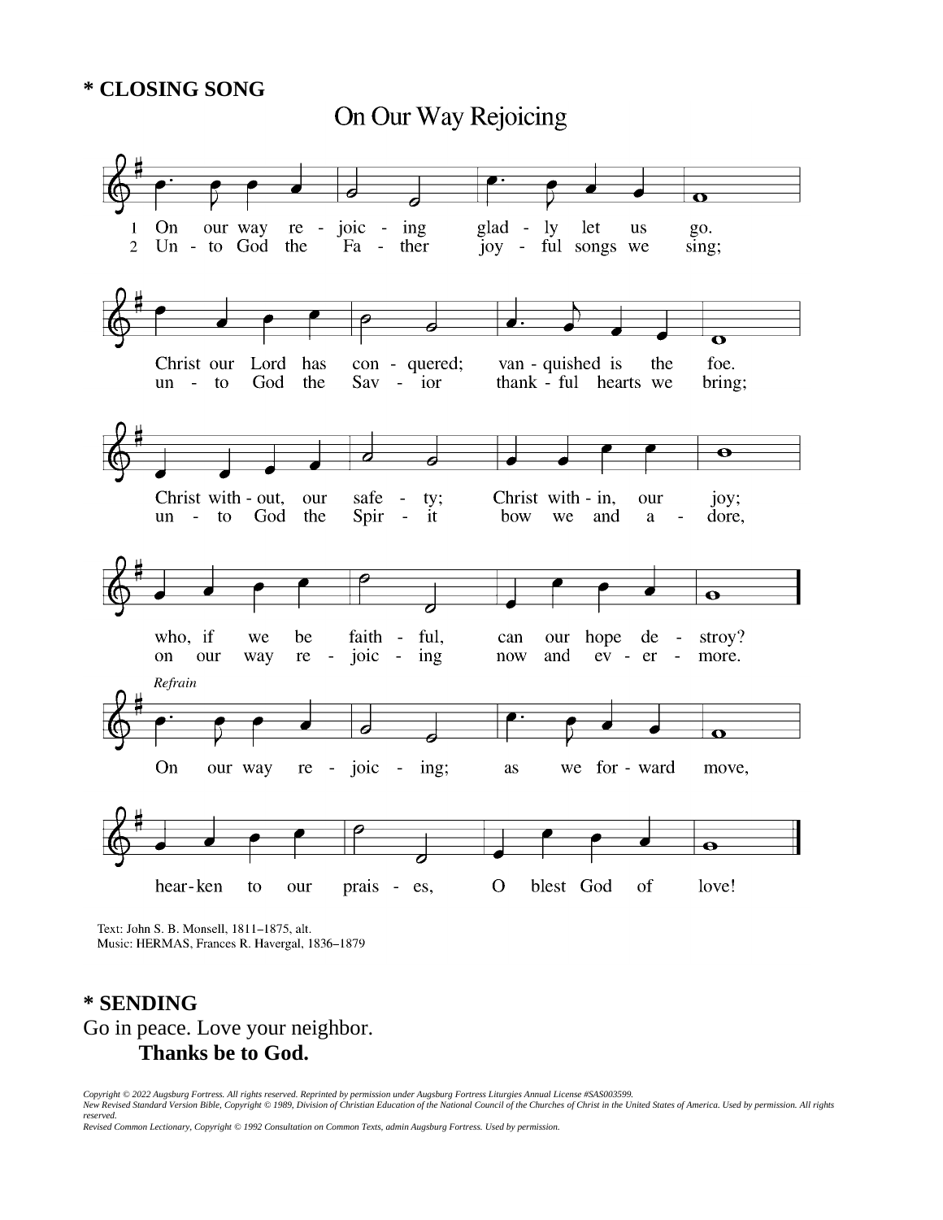**\* CLOSING SONG**

## On Our Way Rejoicing

1 On our way rejoicing gladly let us go.
Christ our Lord has conquered; vanquished is the foe.
Christ without, our safety; Christ within, our joy;
who, if we be faithful, can our hope destroy?

2 Unto God the Father joyful songs we sing;
unto God the Savior thankful hearts we bring;
unto God the Spirit bow we and adore,
on our way rejoicing now and evermore.

*Refrain*

On our way rejoicing; as we forward move,
hearken to our praises, O blest God of love!

Text: John S. B. Monsell, 1811–1875, alt.
Music: HERMAS, Frances R. Havergal, 1836–1879

**\* SENDING**

Go in peace. Love your neighbor.

**Thanks be to God.**

*Copyright © 2022 Augsburg Fortress. All rights reserved. Reprinted by permission under Augsburg Fortress Liturgies Annual License #SAS003599.*
*New Revised Standard Version Bible, Copyright © 1989, Division of Christian Education of the National Council of the Churches of Christ in the United States of America. Used by permission. All rights reserved.*
*Revised Common Lectionary, Copyright © 1992 Consultation on Common Texts, admin Augsburg Fortress. Used by permission.*